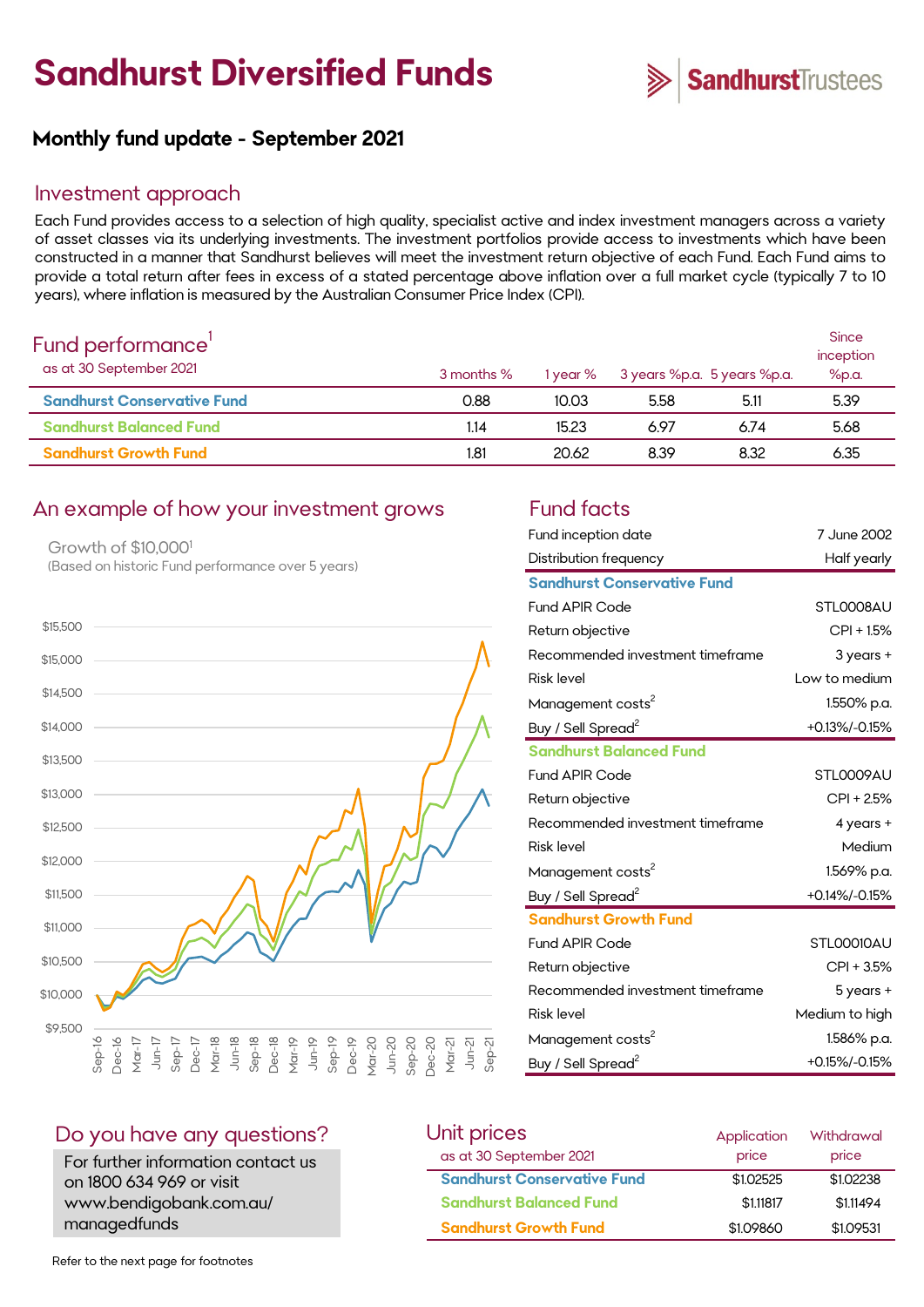# Sandhurst Diversified Funds

SandhurstTrustees

## Monthly fund update - September 2021

## Investment approach

Each Fund provides access to a selection of high quality, specialist active and index investment managers across a variety of asset classes via its underlying investments. The investment portfolios provide access to investments which have been constructed in a manner that Sandhurst believes will meet the investment return objective of each Fund. Each Fund aims to provide a total return after fees in excess of a stated percentage above inflation over a full market cycle (typically 7 to 10 years), where inflation is measured by the Australian Consumer Price Index (CPI).

## Fund performance[1]

as at 30 September 2021

| | 3 months % | 1 year % | 3 years %p.a. | 5 years %p.a. | Since inception %p.a. |
|---|---|---|---|---|---|
| Sandhurst Conservative Fund | 0.88 | 10.03 | 5.58 | 5.11 | 5.39 |
| Sandhurst Balanced Fund | 1.14 | 15.23 | 6.97 | 6.74 | 5.68 |
| Sandhurst Growth Fund | 1.81 | 20.62 | 8.39 | 8.32 | 6.35 |

## An example of how your investment grows

Growth of $10,000[1]
(Based on historic Fund performance over 5 years)

## Fund facts

| | |
|---|---|
| Fund inception date | 7 June 2002 |
| Distribution frequency | Half yearly |
| **Sandhurst Conservative Fund** | |
| Fund APIR Code | STL0008AU |
| Return objective | CPI + 1.5% |
| Recommended investment timeframe | 3 years + |
| Risk level | Low to medium |
| Management costs[2] | 1.550% p.a. |
| Buy / Sell Spread[2] | +0.13%/-0.15% |
| **Sandhurst Balanced Fund** | |
| Fund APIR Code | STL0009AU |
| Return objective | CPI + 2.5% |
| Recommended investment timeframe | 4 years + |
| Risk level | Medium |
| Management costs[2] | 1.569% p.a. |
| Buy / Sell Spread[2] | +0.14%/-0.15% |
| **Sandhurst Growth Fund** | |
| Fund APIR Code | STL00010AU |
| Return objective | CPI + 3.5% |
| Recommended investment timeframe | 5 years + |
| Risk level | Medium to high |
| Management costs[2] | 1.586% p.a. |
| Buy / Sell Spread[2] | +0.15%/-0.15% |

## Do you have any questions?

For further information contact us on 1800 634 969 or visit www.bendigobank.com.au/managedfunds

## Unit prices

as at 30 September 2021

| | Application price | Withdrawal price |
|---|---|---|
| Sandhurst Conservative Fund | $1.02525 | $1.02238 |
| Sandhurst Balanced Fund | $1.11817 | $1.11494 |
| Sandhurst Growth Fund | $1.09860 | $1.09531 |

Refer to the next page for footnotes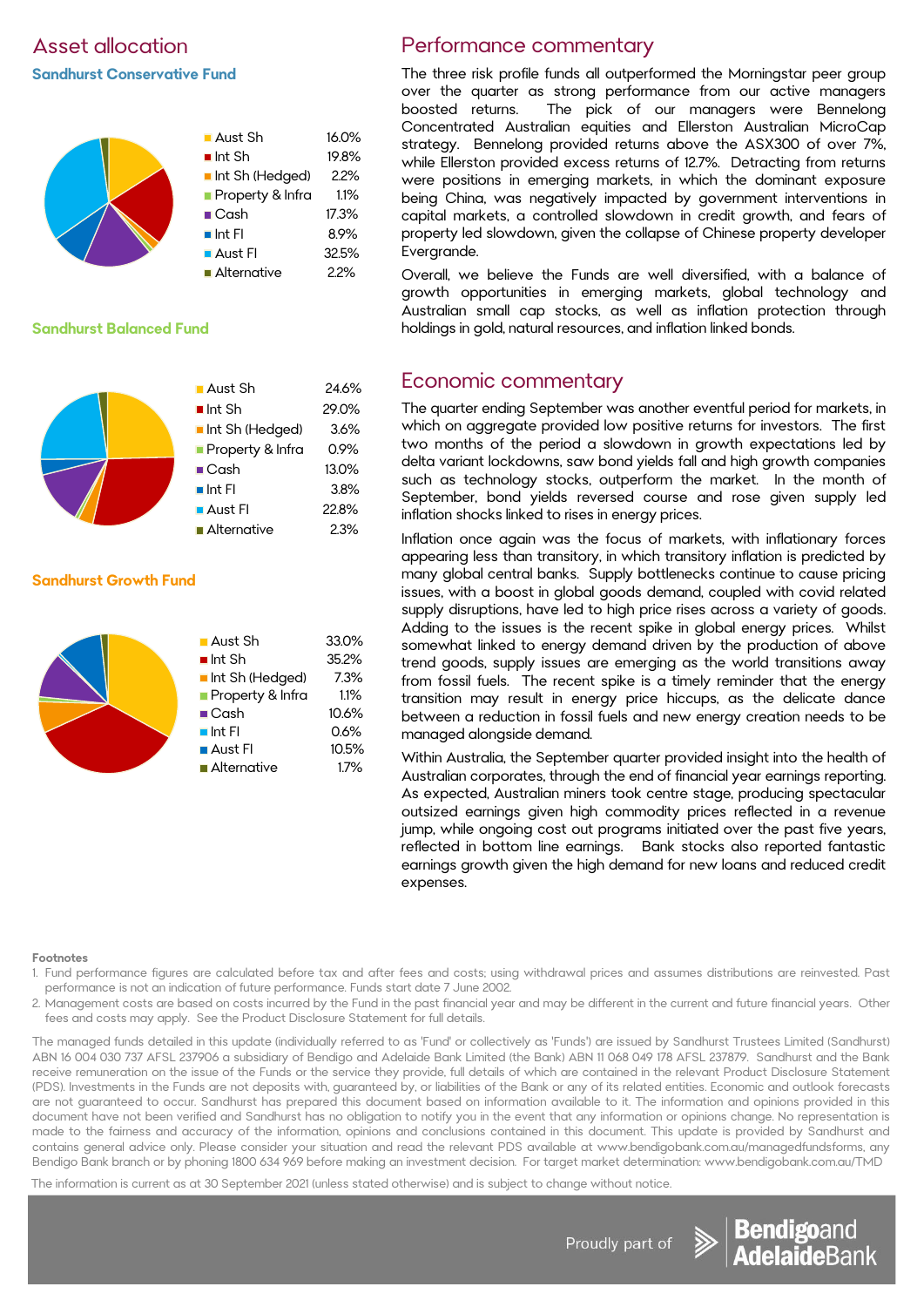## Asset allocation

### Sandhurst Conservative Fund

Aust Sh 16.0%
Int Sh 19.8%
Int Sh (Hedged) 2.2%
Property & Infra 1.1%
Cash 17.3%
Int FI 8.9%
Aust FI 32.5%
Alternative 2.2%

### Sandhurst Balanced Fund

Aust Sh 24.6%
Int Sh 29.0%
Int Sh (Hedged) 3.6%
Property & Infra 0.9%
Cash 13.0%
Int FI 3.8%
Aust FI 22.8%
Alternative 2.3%

### Sandhurst Growth Fund

Aust Sh 33.0%
Int Sh 35.2%
Int Sh (Hedged) 7.3%
Property & Infra 1.1%
Cash 10.6%
Int FI 0.6%
Aust FI 10.5%
Alternative 1.7%

## Performance commentary

The three risk profile funds all outperformed the Morningstar peer group over the quarter as strong performance from our active managers boosted returns. The pick of our managers were Bennelong Concentrated Australian equities and Ellerston Australian MicroCap strategy. Bennelong provided returns above the ASX300 of over 7%, while Ellerston provided excess returns of 12.7%. Detracting from returns were positions in emerging markets, in which the dominant exposure being China, was negatively impacted by government interventions in capital markets, a controlled slowdown in credit growth, and fears of property led slowdown, given the collapse of Chinese property developer Evergrande.

Overall, we believe the Funds are well diversified, with a balance of growth opportunities in emerging markets, global technology and Australian small cap stocks, as well as inflation protection through holdings in gold, natural resources, and inflation linked bonds.

## Economic commentary

The quarter ending September was another eventful period for markets, in which on aggregate provided low positive returns for investors. The first two months of the period a slowdown in growth expectations led by delta variant lockdowns, saw bond yields fall and high growth companies such as technology stocks, outperform the market. In the month of September, bond yields reversed course and rose given supply led inflation shocks linked to rises in energy prices.

Inflation once again was the focus of markets, with inflationary forces appearing less than transitory, in which transitory inflation is predicted by many global central banks. Supply bottlenecks continue to cause pricing issues, with a boost in global goods demand, coupled with covid related supply disruptions, have led to high price rises across a variety of goods. Adding to the issues is the recent spike in global energy prices. Whilst somewhat linked to energy demand driven by the production of above trend goods, supply issues are emerging as the world transitions away from fossil fuels. The recent spike is a timely reminder that the energy transition may result in energy price hiccups, as the delicate dance between a reduction in fossil fuels and new energy creation needs to be managed alongside demand.

Within Australia, the September quarter provided insight into the health of Australian corporates, through the end of financial year earnings reporting. As expected, Australian miners took centre stage, producing spectacular outsized earnings given high commodity prices reflected in a revenue jump, while ongoing cost out programs initiated over the past five years, reflected in bottom line earnings. Bank stocks also reported fantastic earnings growth given the high demand for new loans and reduced credit expenses.

**Footnotes**

1. Fund performance figures are calculated before tax and after fees and costs; using withdrawal prices and assumes distributions are reinvested. Past performance is not an indication of future performance. Funds start date 7 June 2002.
2. Management costs are based on costs incurred by the Fund in the past financial year and may be different in the current and future financial years. Other fees and costs may apply. See the Product Disclosure Statement for full details.

The managed funds detailed in this update (individually referred to as 'Fund' or collectively as 'Funds') are issued by Sandhurst Trustees Limited (Sandhurst) ABN 16 004 030 737 AFSL 237906 a subsidiary of Bendigo and Adelaide Bank Limited (the Bank) ABN 11 068 049 178 AFSL 237879. Sandhurst and the Bank receive remuneration on the issue of the Funds or the service they provide, full details of which are contained in the relevant Product Disclosure Statement (PDS). Investments in the Funds are not deposits with, guaranteed by, or liabilities of the Bank or any of its related entities. Economic and outlook forecasts are not guaranteed to occur. Sandhurst has prepared this document based on information available to it. The information and opinions provided in this document have not been verified and Sandhurst has no obligation to notify you in the event that any information or opinions change. No representation is made to the fairness and accuracy of the information, opinions and conclusions contained in this document. This update is provided by Sandhurst and contains general advice only. Please consider your situation and read the relevant PDS available at www.bendigobank.com.au/managedfundsforms, any Bendigo Bank branch or by phoning 1800 634 969 before making an investment decision. For target market determination: www.bendigobank.com.au/TMD

The information is current as at 30 September 2021 (unless stated otherwise) and is subject to change without notice.

Proudly part of Bendigo and Adelaide Bank